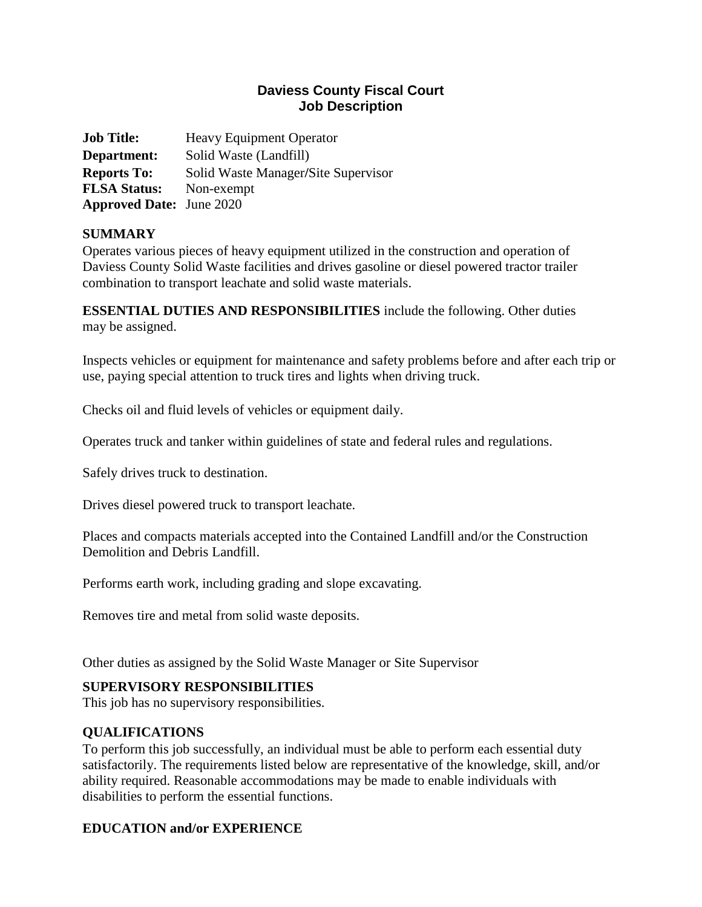# Daviess County Fiscal Court
## Job Description

**Job Title:** Heavy Equipment Operator
**Department:** Solid Waste (Landfill)
**Reports To:** Solid Waste Manager/Site Supervisor
**FLSA Status:** Non-exempt
**Approved Date:** June 2020

### SUMMARY

Operates various pieces of heavy equipment utilized in the construction and operation of Daviess County Solid Waste facilities and drives gasoline or diesel powered tractor trailer combination to transport leachate and solid waste materials.

**ESSENTIAL DUTIES AND RESPONSIBILITIES** include the following. Other duties may be assigned.

Inspects vehicles or equipment for maintenance and safety problems before and after each trip or use, paying special attention to truck tires and lights when driving truck.

Checks oil and fluid levels of vehicles or equipment daily.

Operates truck and tanker within guidelines of state and federal rules and regulations.

Safely drives truck to destination.

Drives diesel powered truck to transport leachate.

Places and compacts materials accepted into the Contained Landfill and/or the Construction Demolition and Debris Landfill.

Performs earth work, including grading and slope excavating.

Removes tire and metal from solid waste deposits.

Other duties as assigned by the Solid Waste Manager or Site Supervisor

### SUPERVISORY RESPONSIBILITIES

This job has no supervisory responsibilities.

### QUALIFICATIONS

To perform this job successfully, an individual must be able to perform each essential duty satisfactorily. The requirements listed below are representative of the knowledge, skill, and/or ability required. Reasonable accommodations may be made to enable individuals with disabilities to perform the essential functions.

### EDUCATION and/or EXPERIENCE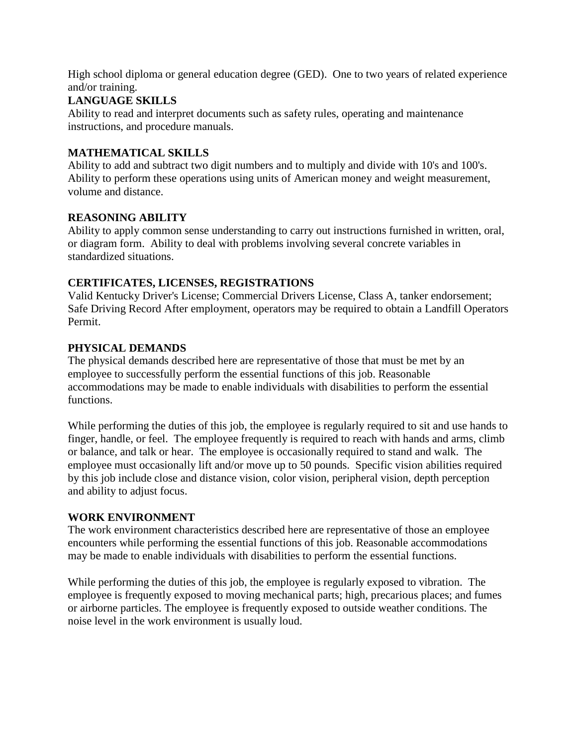High school diploma or general education degree (GED). One to two years of related experience and/or training.

**LANGUAGE SKILLS**

Ability to read and interpret documents such as safety rules, operating and maintenance instructions, and procedure manuals.

**MATHEMATICAL SKILLS**

Ability to add and subtract two digit numbers and to multiply and divide with 10's and 100's. Ability to perform these operations using units of American money and weight measurement, volume and distance.

**REASONING ABILITY**

Ability to apply common sense understanding to carry out instructions furnished in written, oral, or diagram form. Ability to deal with problems involving several concrete variables in standardized situations.

**CERTIFICATES, LICENSES, REGISTRATIONS**

Valid Kentucky Driver's License; Commercial Drivers License, Class A, tanker endorsement; Safe Driving Record After employment, operators may be required to obtain a Landfill Operators Permit.

**PHYSICAL DEMANDS**

The physical demands described here are representative of those that must be met by an employee to successfully perform the essential functions of this job. Reasonable accommodations may be made to enable individuals with disabilities to perform the essential functions.

While performing the duties of this job, the employee is regularly required to sit and use hands to finger, handle, or feel. The employee frequently is required to reach with hands and arms, climb or balance, and talk or hear. The employee is occasionally required to stand and walk. The employee must occasionally lift and/or move up to 50 pounds. Specific vision abilities required by this job include close and distance vision, color vision, peripheral vision, depth perception and ability to adjust focus.

**WORK ENVIRONMENT**

The work environment characteristics described here are representative of those an employee encounters while performing the essential functions of this job. Reasonable accommodations may be made to enable individuals with disabilities to perform the essential functions.

While performing the duties of this job, the employee is regularly exposed to vibration. The employee is frequently exposed to moving mechanical parts; high, precarious places; and fumes or airborne particles. The employee is frequently exposed to outside weather conditions. The noise level in the work environment is usually loud.